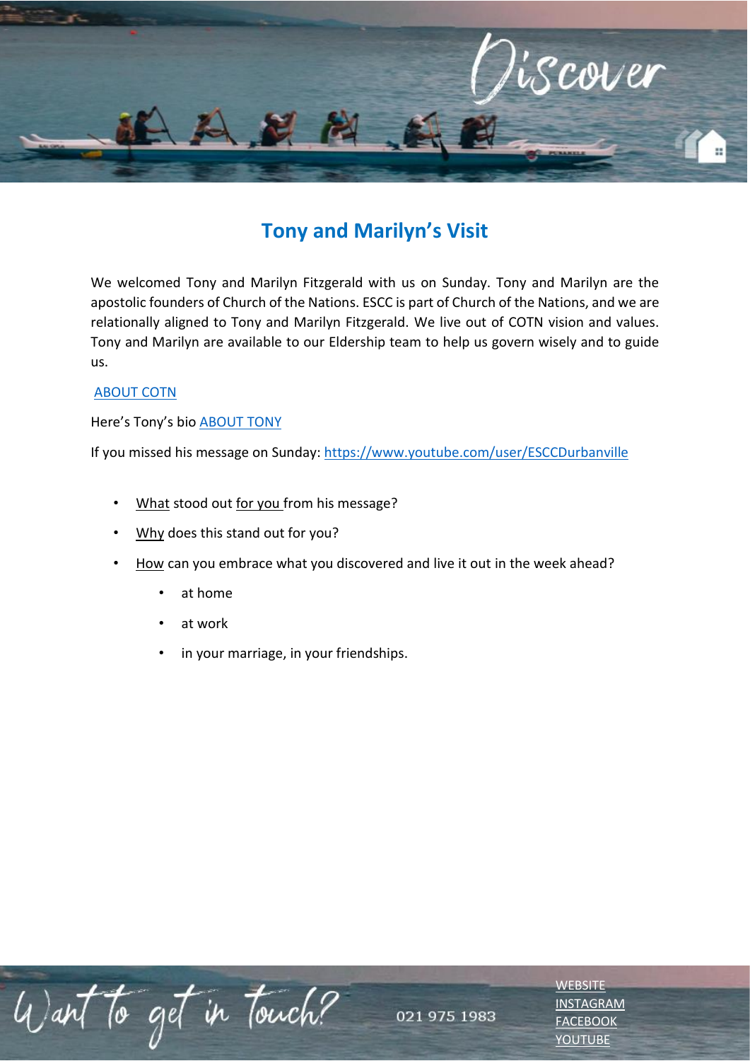Discover

# Tony and Marilyn's Visit

We welcomed Tony and Marilyn Fitzgerald with us on Sunday. Tony and Marilyn are the apostolic founders of Church of the Nations. ESCC is part of Church of the Nations, and we are relationally aligned to Tony and Marilyn Fitzgerald. We live out of COTN vision and values. Tony and Marilyn are available to our Eldership team to help us govern wisely and to guide us.

ABOUT COTN

Here's Tony's bio ABOUT TONY

If you missed his message on Sunday: https://www.youtube.com/user/ESCCDurbanville

- What stood out for you from his message?
- Why does this stand out for you?
- How can you embrace what you discovered and live it out in the week ahead?
  - at home
  - at work
  - in your marriage, in your friendships.

Want to get in touch?

021 975 1983

WEBSITE
INSTAGRAM
FACEBOOK
YOUTUBE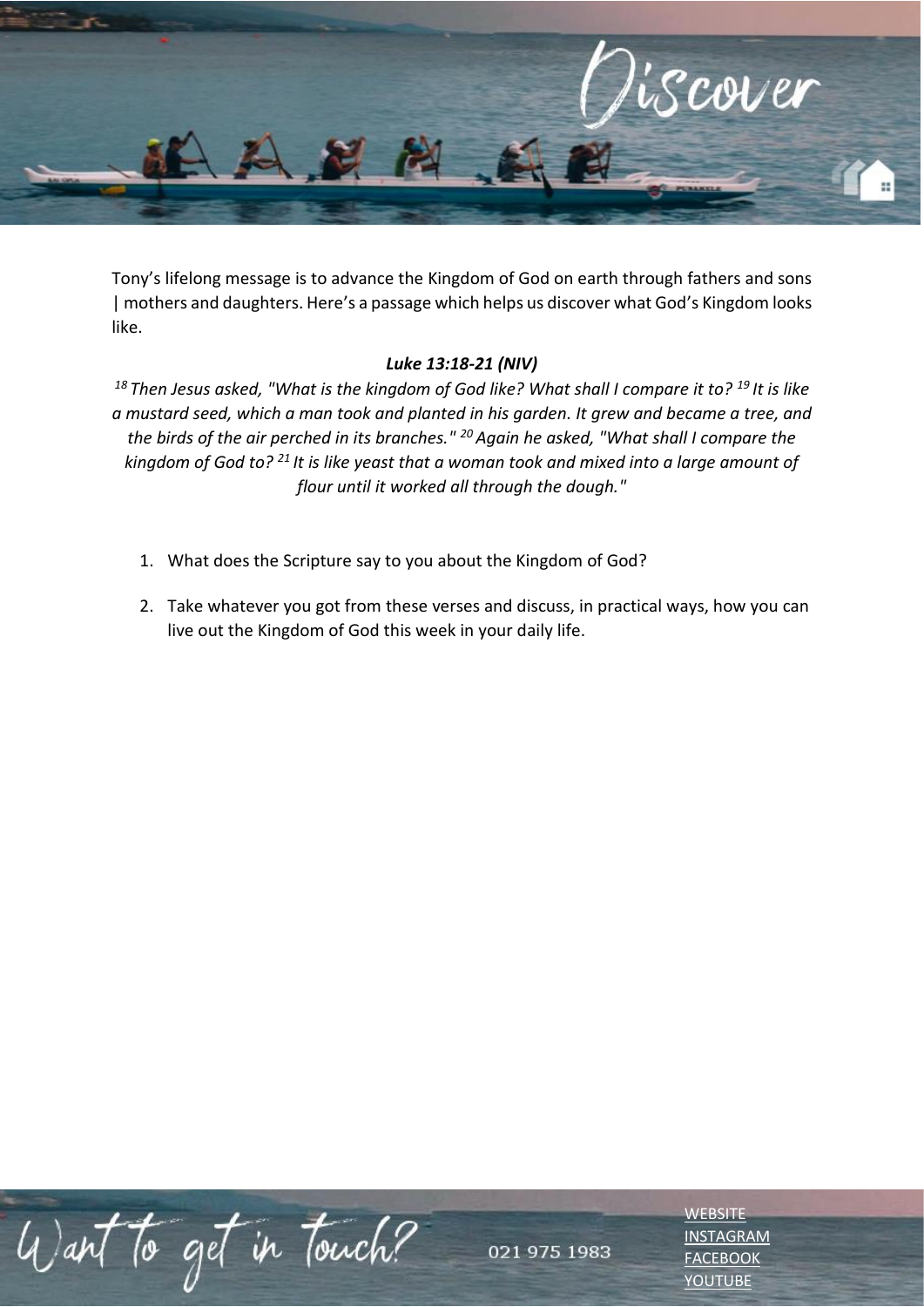# Discover

Tony's lifelong message is to advance the Kingdom of God on earth through fathers and sons | mothers and daughters. Here's a passage which helps us discover what God's Kingdom looks like.

***Luke 13:18-21 (NIV)***

*[18] Then Jesus asked, "What is the kingdom of God like? What shall I compare it to? [19] It is like a mustard seed, which a man took and planted in his garden. It grew and became a tree, and the birds of the air perched in its branches." [20] Again he asked, "What shall I compare the kingdom of God to? [21] It is like yeast that a woman took and mixed into a large amount of flour until it worked all through the dough."*

1. What does the Scripture say to you about the Kingdom of God?
2. Take whatever you got from these verses and discuss, in practical ways, how you can live out the Kingdom of God this week in your daily life.

Want to get in touch?

021 975 1983

WEBSITE
INSTAGRAM
FACEBOOK
YOUTUBE